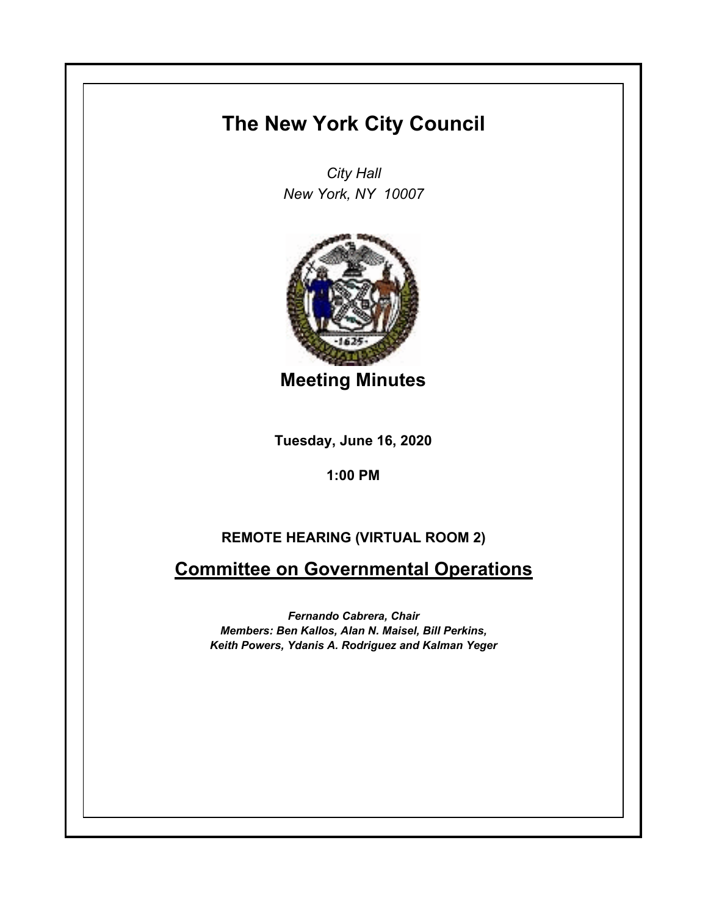# The New York City Council

*City Hall*
*New York, NY 10007*

## Meeting Minutes

**Tuesday, June 16, 2020**

**1:00 PM**

**REMOTE HEARING (VIRTUAL ROOM 2)**

## Committee on Governmental Operations

***Fernando Cabrera, Chair***
***Members: Ben Kallos, Alan N. Maisel, Bill Perkins, Keith Powers, Ydanis A. Rodriguez and Kalman Yeger***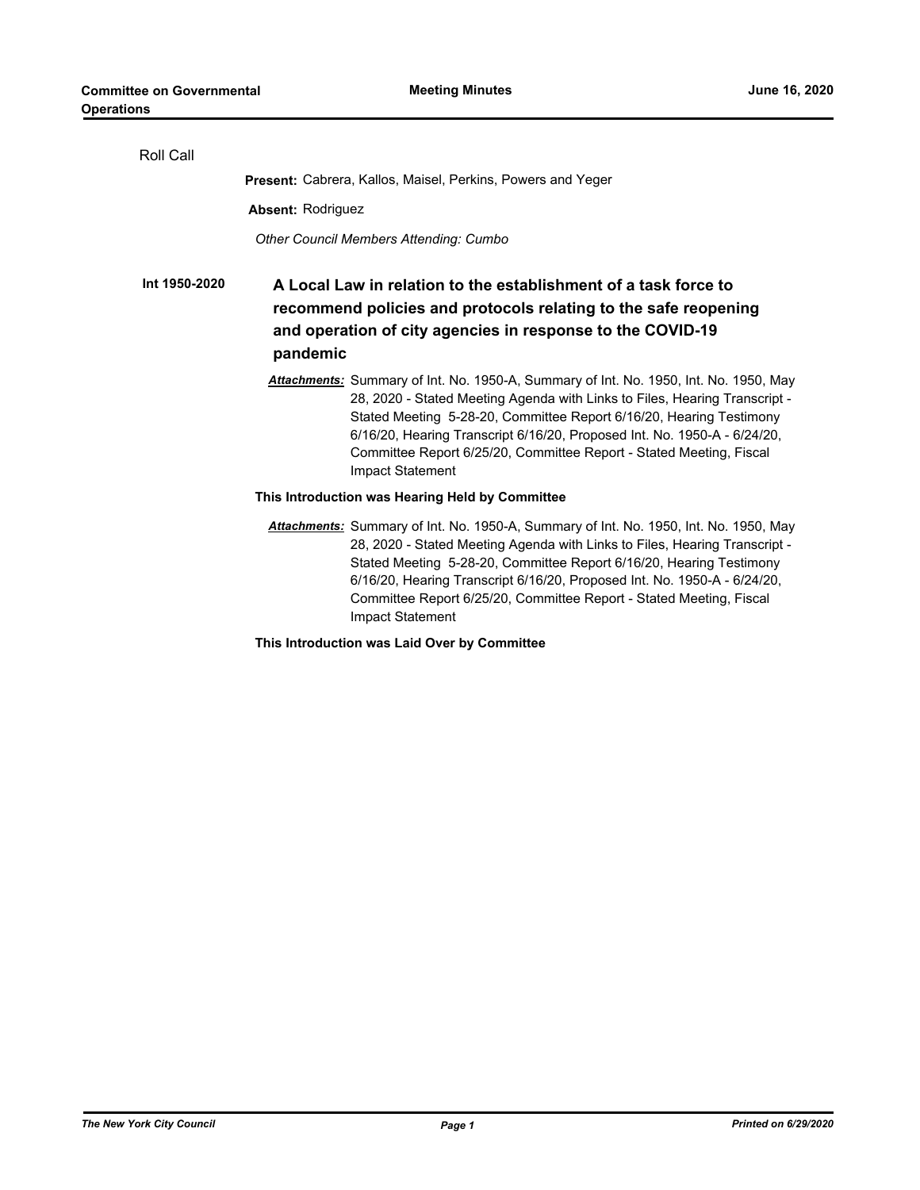Roll Call

**Present:** Cabrera, Kallos, Maisel, Perkins, Powers and Yeger

**Absent:** Rodriguez

*Other Council Members Attending: Cumbo*

**Int 1950-2020**

## A Local Law in relation to the establishment of a task force to recommend policies and protocols relating to the safe reopening and operation of city agencies in response to the COVID-19 pandemic

***Attachments:*** Summary of Int. No. 1950-A, Summary of Int. No. 1950, Int. No. 1950, May 28, 2020 - Stated Meeting Agenda with Links to Files, Hearing Transcript - Stated Meeting 5-28-20, Committee Report 6/16/20, Hearing Testimony 6/16/20, Hearing Transcript 6/16/20, Proposed Int. No. 1950-A - 6/24/20, Committee Report 6/25/20, Committee Report - Stated Meeting, Fiscal Impact Statement

**This Introduction was Hearing Held by Committee**

***Attachments:*** Summary of Int. No. 1950-A, Summary of Int. No. 1950, Int. No. 1950, May 28, 2020 - Stated Meeting Agenda with Links to Files, Hearing Transcript - Stated Meeting 5-28-20, Committee Report 6/16/20, Hearing Testimony 6/16/20, Hearing Transcript 6/16/20, Proposed Int. No. 1950-A - 6/24/20, Committee Report 6/25/20, Committee Report - Stated Meeting, Fiscal Impact Statement

**This Introduction was Laid Over by Committee**